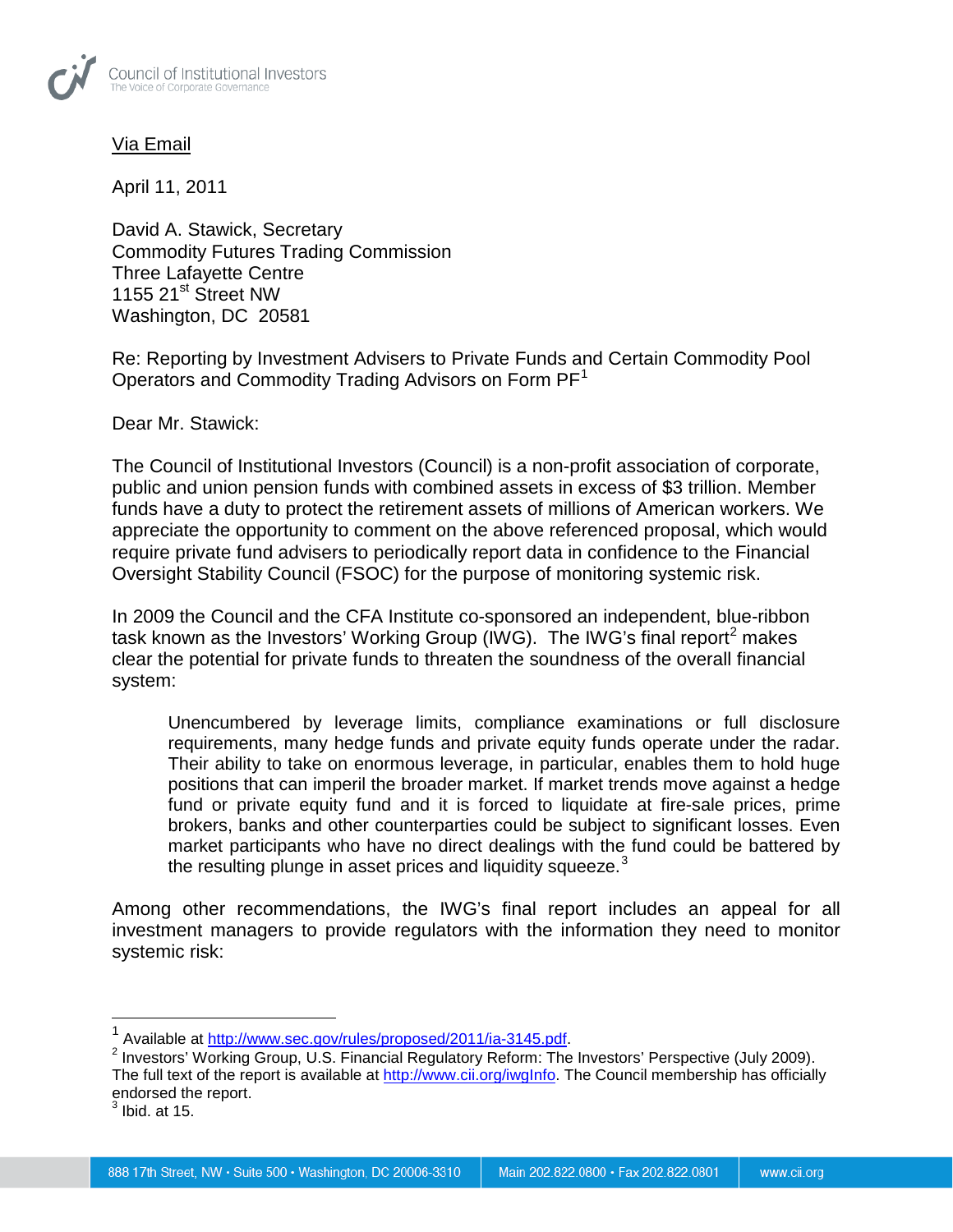Via Email

April 11, 2011

David A. Stawick, Secretary
Commodity Futures Trading Commission
Three Lafayette Centre
1155 21st Street NW
Washington, DC 20581

Re: Reporting by Investment Advisers to Private Funds and Certain Commodity Pool Operators and Commodity Trading Advisors on Form PF[1]

Dear Mr. Stawick:

The Council of Institutional Investors (Council) is a non-profit association of corporate, public and union pension funds with combined assets in excess of $3 trillion. Member funds have a duty to protect the retirement assets of millions of American workers. We appreciate the opportunity to comment on the above referenced proposal, which would require private fund advisers to periodically report data in confidence to the Financial Oversight Stability Council (FSOC) for the purpose of monitoring systemic risk.

In 2009 the Council and the CFA Institute co-sponsored an independent, blue-ribbon task known as the Investors' Working Group (IWG). The IWG's final report[2] makes clear the potential for private funds to threaten the soundness of the overall financial system:

> Unencumbered by leverage limits, compliance examinations or full disclosure requirements, many hedge funds and private equity funds operate under the radar. Their ability to take on enormous leverage, in particular, enables them to hold huge positions that can imperil the broader market. If market trends move against a hedge fund or private equity fund and it is forced to liquidate at fire-sale prices, prime brokers, banks and other counterparties could be subject to significant losses. Even market participants who have no direct dealings with the fund could be battered by the resulting plunge in asset prices and liquidity squeeze.[3]

Among other recommendations, the IWG's final report includes an appeal for all investment managers to provide regulators with the information they need to monitor systemic risk:

---

[1] Available at http://www.sec.gov/rules/proposed/2011/ia-3145.pdf.

[2] Investors' Working Group, U.S. Financial Regulatory Reform: The Investors' Perspective (July 2009). The full text of the report is available at http://www.cii.org/iwgInfo. The Council membership has officially endorsed the report.

[3] Ibid. at 15.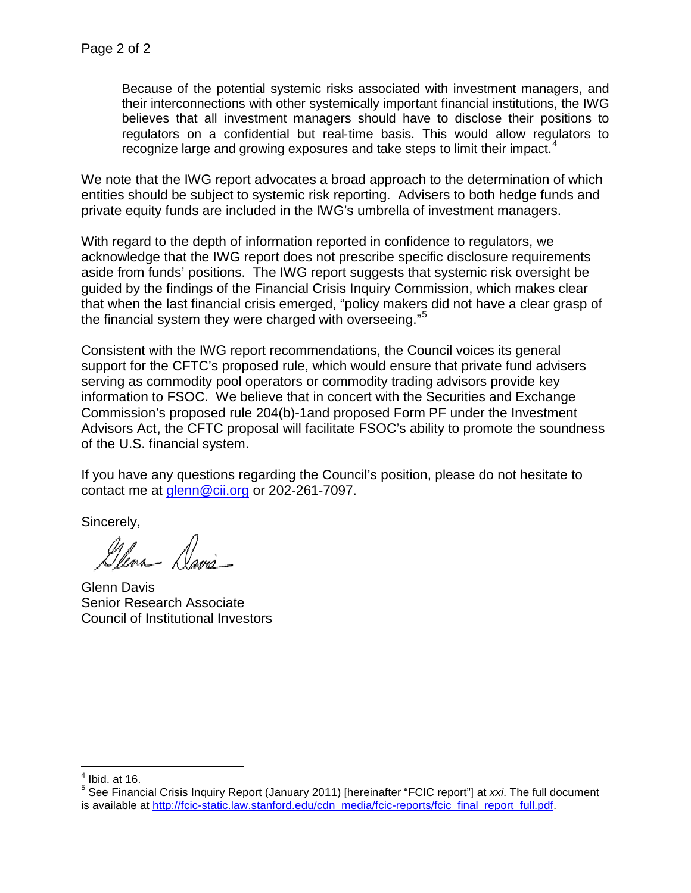> Because of the potential systemic risks associated with investment managers, and their interconnections with other systemically important financial institutions, the IWG believes that all investment managers should have to disclose their positions to regulators on a confidential but real-time basis. This would allow regulators to recognize large and growing exposures and take steps to limit their impact.[4]

We note that the IWG report advocates a broad approach to the determination of which entities should be subject to systemic risk reporting. Advisers to both hedge funds and private equity funds are included in the IWG's umbrella of investment managers.

With regard to the depth of information reported in confidence to regulators, we acknowledge that the IWG report does not prescribe specific disclosure requirements aside from funds' positions. The IWG report suggests that systemic risk oversight be guided by the findings of the Financial Crisis Inquiry Commission, which makes clear that when the last financial crisis emerged, "policy makers did not have a clear grasp of the financial system they were charged with overseeing."[5]

Consistent with the IWG report recommendations, the Council voices its general support for the CFTC's proposed rule, which would ensure that private fund advisers serving as commodity pool operators or commodity trading advisors provide key information to FSOC. We believe that in concert with the Securities and Exchange Commission's proposed rule 204(b)-1and proposed Form PF under the Investment Advisors Act, the CFTC proposal will facilitate FSOC's ability to promote the soundness of the U.S. financial system.

If you have any questions regarding the Council's position, please do not hesitate to contact me at glenn@cii.org or 202-261-7097.

Sincerely,

Glenn Davis
Senior Research Associate
Council of Institutional Investors

---

[4] Ibid. at 16.

[5] See Financial Crisis Inquiry Report (January 2011) [hereinafter "FCIC report"] at *xxi*. The full document is available at http://fcic-static.law.stanford.edu/cdn_media/fcic-reports/fcic_final_report_full.pdf.